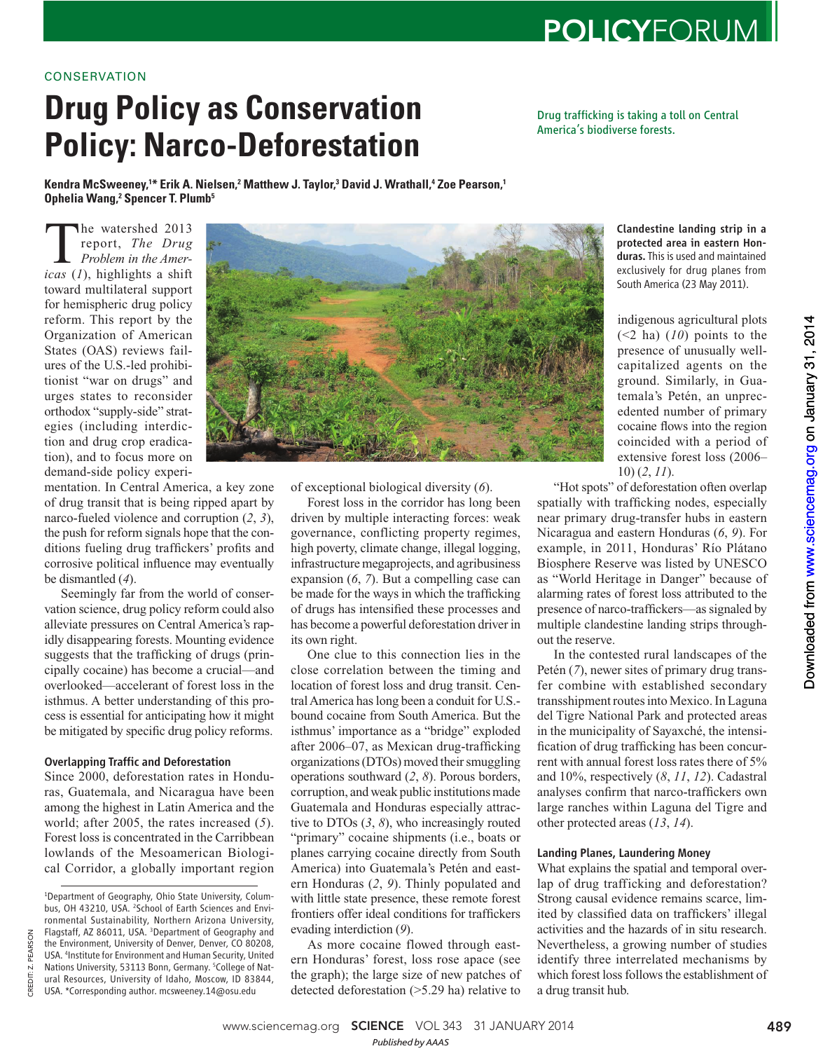POLICYFORUM

CONSERVATION

# Drug Policy as Conservation Policy: Narco-Deforestation

Drug trafficking is taking a toll on Central America's biodiverse forests.

**Kendra McSweeney,[1]* Erik A. Nielsen,[2] Matthew J. Taylor,[3] David J. Wrathall,[4] Zoe Pearson,[1] Ophelia Wang,[2] Spencer T. Plumb[5]**

The watershed 2013 report, *The Drug Problem in the Americas* (*1*), highlights a shift toward multilateral support for hemispheric drug policy reform. This report by the Organization of American States (OAS) reviews failures of the U.S.-led prohibitionist "war on drugs" and urges states to reconsider orthodox "supply-side" strategies (including interdiction and drug crop eradication), and to focus more on demand-side policy experimentation. In Central America, a key zone of drug transit that is being ripped apart by narco-fueled violence and corruption (*2*, *3*), the push for reform signals hope that the conditions fueling drug traffickers' profits and corrosive political influence may eventually be dismantled (*4*).

Seemingly far from the world of conservation science, drug policy reform could also alleviate pressures on Central America's rapidly disappearing forests. Mounting evidence suggests that the trafficking of drugs (principally cocaine) has become a crucial—and overlooked—accelerant of forest loss in the isthmus. A better understanding of this process is essential for anticipating how it might be mitigated by specific drug policy reforms.

**Clandestine landing strip in a protected area in eastern Honduras.** This is used and maintained exclusively for drug planes from South America (23 May 2011).

## Overlapping Traffic and Deforestation

Since 2000, deforestation rates in Honduras, Guatemala, and Nicaragua have been among the highest in Latin America and the world; after 2005, the rates increased (*5*). Forest loss is concentrated in the Carribbean lowlands of the Mesoamerican Biological Corridor, a globally important region of exceptional biological diversity (*6*).

Forest loss in the corridor has long been driven by multiple interacting forces: weak governance, conflicting property regimes, high poverty, climate change, illegal logging, infrastructure megaprojects, and agribusiness expansion (*6*, *7*). But a compelling case can be made for the ways in which the trafficking of drugs has intensified these processes and has become a powerful deforestation driver in its own right.

One clue to this connection lies in the close correlation between the timing and location of forest loss and drug transit. Central America has long been a conduit for U.S.-bound cocaine from South America. But the isthmus' importance as a "bridge" exploded after 2006–07, as Mexican drug-trafficking organizations (DTOs) moved their smuggling operations southward (*2*, *8*). Porous borders, corruption, and weak public institutions made Guatemala and Honduras especially attractive to DTOs (*3*, *8*), who increasingly routed "primary" cocaine shipments (i.e., boats or planes carrying cocaine directly from South America) into Guatemala's Petén and eastern Honduras (*2*, *9*). Thinly populated and with little state presence, these remote forest frontiers offer ideal conditions for traffickers evading interdiction (*9*).

As more cocaine flowed through eastern Honduras' forest, loss rose apace (see the graph); the large size of new patches of detected deforestation (>5.29 ha) relative to indigenous agricultural plots (<2 ha) (*10*) points to the presence of unusually well-capitalized agents on the ground. Similarly, in Guatemala's Petén, an unprecedented number of primary cocaine flows into the region coincided with a period of extensive forest loss (2006–10) (*2*, *11*).

"Hot spots" of deforestation often overlap spatially with trafficking nodes, especially near primary drug-transfer hubs in eastern Nicaragua and eastern Honduras (*6*, *9*). For example, in 2011, Honduras' Río Plátano Biosphere Reserve was listed by UNESCO as "World Heritage in Danger" because of alarming rates of forest loss attributed to the presence of narco-traffickers—as signaled by multiple clandestine landing strips throughout the reserve.

In the contested rural landscapes of the Petén (*7*), newer sites of primary drug transfer combine with established secondary transshipment routes into Mexico. In Laguna del Tigre National Park and protected areas in the municipality of Sayaxché, the intensification of drug trafficking has been concurrent with annual forest loss rates there of 5% and 10%, respectively (*8*, *11*, *12*). Cadastral analyses confirm that narco-traffickers own large ranches within Laguna del Tigre and other protected areas (*13*, *14*).

## Landing Planes, Laundering Money

What explains the spatial and temporal overlap of drug trafficking and deforestation? Strong causal evidence remains scarce, limited by classified data on traffickers' illegal activities and the hazards of in situ research. Nevertheless, a growing number of studies identify three interrelated mechanisms by which forest loss follows the establishment of a drug transit hub.

[1]Department of Geography, Ohio State University, Columbus, OH 43210, USA. [2]School of Earth Sciences and Environmental Sustainability, Northern Arizona University, Flagstaff, AZ 86011, USA. [3]Department of Geography and the Environment, University of Denver, Denver, CO 80208, USA. [4]Institute for Environment and Human Security, United Nations University, 53113 Bonn, Germany. [5]College of Natural Resources, University of Idaho, Moscow, ID 83844, USA. *Corresponding author. mcsweeney.14@osu.edu

CREDIT: Z. PEARSON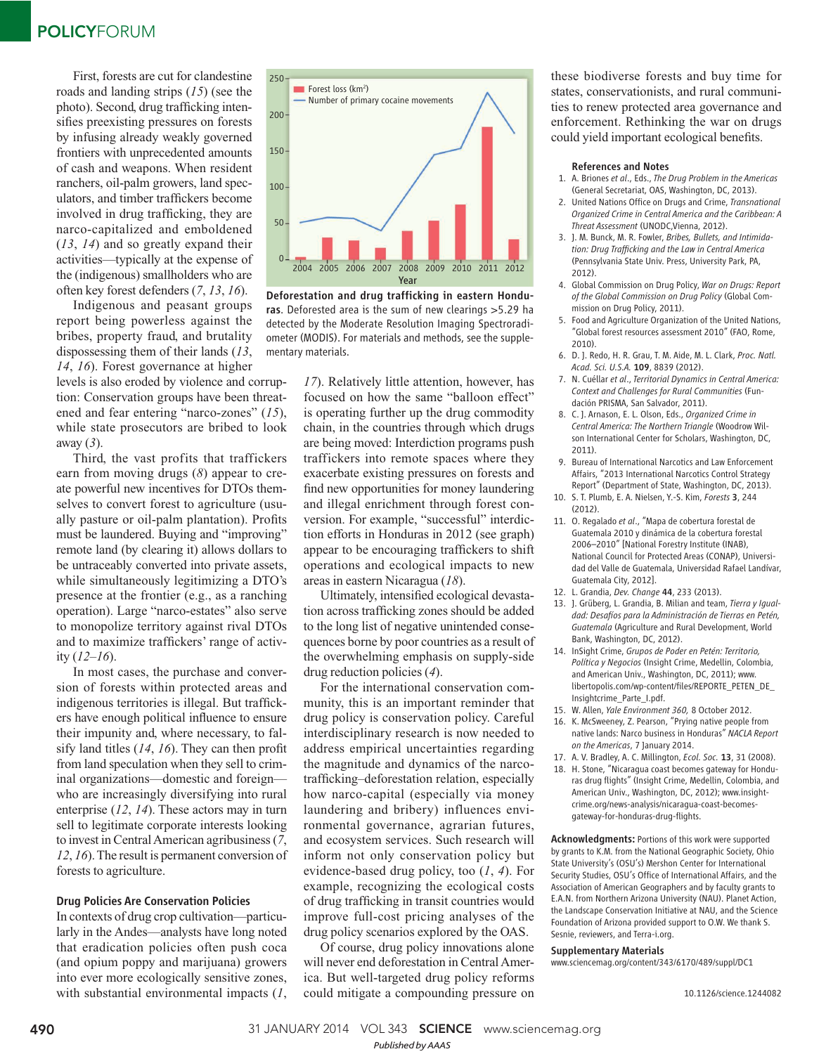First, forests are cut for clandestine roads and landing strips (*15*) (see the photo). Second, drug trafficking intensifies preexisting pressures on forests by infusing already weakly governed frontiers with unprecedented amounts of cash and weapons. When resident ranchers, oil-palm growers, land speculators, and timber traffickers become involved in drug trafficking, they are narco-capitalized and emboldened (*13*, *14*) and so greatly expand their activities—typically at the expense of the (indigenous) smallholders who are often key forest defenders (*7*, *13*, *16*).

Indigenous and peasant groups report being powerless against the bribes, property fraud, and brutality dispossessing them of their lands (*13*, *14*, *16*). Forest governance at higher levels is also eroded by violence and corruption: Conservation groups have been threatened and fear entering "narco-zones" (*15*), while state prosecutors are bribed to look away (*3*).

Third, the vast profits that traffickers earn from moving drugs (*8*) appear to create powerful new incentives for DTOs themselves to convert forest to agriculture (usually pasture or oil-palm plantation). Profits must be laundered. Buying and "improving" remote land (by clearing it) allows dollars to be untraceably converted into private assets, while simultaneously legitimizing a DTO's presence at the frontier (e.g., as a ranching operation). Large "narco-estates" also serve to monopolize territory against rival DTOs and to maximize traffickers' range of activity (*12*–*16*).

In most cases, the purchase and conversion of forests within protected areas and indigenous territories is illegal. But traffickers have enough political influence to ensure their impunity and, where necessary, to falsify land titles (*14*, *16*). They can then profit from land speculation when they sell to criminal organizations—domestic and foreign—who are increasingly diversifying into rural enterprise (*12*, *14*). These actors may in turn sell to legitimate corporate interests looking to invest in Central American agribusiness (*7*, *12*, *16*). The result is permanent conversion of forests to agriculture.

Forest loss (km²)
Number of primary cocaine movements
250
200
150
100
50
0
2004 2005 2006 2007 2008 2009 2010 2011 2012
Year

**Deforestation and drug trafficking in eastern Honduras.** Deforested area is the sum of new clearings >5.29 ha detected by the Moderate Resolution Imaging Spectroradiometer (MODIS). For materials and methods, see the supplementary materials.

### Drug Policies Are Conservation Policies

In contexts of drug crop cultivation—particularly in the Andes—analysts have long noted that eradication policies often push coca (and opium poppy and marijuana) growers into ever more ecologically sensitive zones, with substantial environmental impacts (*1*, *17*). Relatively little attention, however, has focused on how the same "balloon effect" is operating further up the drug commodity chain, in the countries through which drugs are being moved: Interdiction programs push traffickers into remote spaces where they exacerbate existing pressures on forests and find new opportunities for money laundering and illegal enrichment through forest conversion. For example, "successful" interdiction efforts in Honduras in 2012 (see graph) appear to be encouraging traffickers to shift operations and ecological impacts to new areas in eastern Nicaragua (*18*).

Ultimately, intensified ecological devastation across trafficking zones should be added to the long list of negative unintended consequences borne by poor countries as a result of the overwhelming emphasis on supply-side drug reduction policies (*4*).

For the international conservation community, this is an important reminder that drug policy is conservation policy. Careful interdisciplinary research is now needed to address empirical uncertainties regarding the magnitude and dynamics of the narco-trafficking–deforestation relation, especially how narco-capital (especially via money laundering and bribery) influences environmental governance, agrarian futures, and ecosystem services. Such research will inform not only conservation policy but evidence-based drug policy, too (*1*, *4*). For example, recognizing the ecological costs of drug trafficking in transit countries would improve full-cost pricing analyses of the drug policy scenarios explored by the OAS.

Of course, drug policy innovations alone will never end deforestation in Central America. But well-targeted drug policy reforms could mitigate a compounding pressure on these biodiverse forests and buy time for states, conservationists, and rural communities to renew protected area governance and enforcement. Rethinking the war on drugs could yield important ecological benefits.

#### References and Notes

1. A. Briones *et al.*, Eds., *The Drug Problem in the Americas* (General Secretariat, OAS, Washington, DC, 2013).
2. United Nations Office on Drugs and Crime, *Transnational Organized Crime in Central America and the Caribbean: A Threat Assessment* (UNODC,Vienna, 2012).
3. J. M. Bunck, M. R. Fowler, *Bribes, Bullets, and Intimidation: Drug Trafficking and the Law in Central America* (Pennsylvania State Univ. Press, University Park, PA, 2012).
4. Global Commission on Drug Policy, *War on Drugs: Report of the Global Commission on Drug Policy* (Global Commission on Drug Policy, 2011).
5. Food and Agriculture Organization of the United Nations, "Global forest resources assessment 2010" (FAO, Rome, 2010).
6. D. J. Redo, H. R. Grau, T. M. Aide, M. L. Clark, *Proc. Natl. Acad. Sci. U.S.A.* **109**, 8839 (2012).
7. N. Cuéllar *et al.*, *Territorial Dynamics in Central America: Context and Challenges for Rural Communities* (Fundación PRISMA, San Salvador, 2011).
8. C. J. Arnason, E. L. Olson, Eds., *Organized Crime in Central America: The Northern Triangle* (Woodrow Wilson International Center for Scholars, Washington, DC, 2011).
9. Bureau of International Narcotics and Law Enforcement Affairs, "2013 International Narcotics Control Strategy Report" (Department of State, Washington, DC, 2013).
10. S. T. Plumb, E. A. Nielsen, Y.-S. Kim, *Forests* **3**, 244 (2012).
11. O. Regalado *et al.*, "Mapa de cobertura forestal de Guatemala 2010 y dinámica de la cobertura forestal 2006–2010" [National Forestry Institute (INAB), National Council for Protected Areas (CONAP), Universidad del Valle de Guatemala, Universidad Rafael Landívar, Guatemala City, 2012].
12. L. Grandia, *Dev. Change* **44**, 233 (2013).
13. J. Grüberg, L. Grandia, B. Milian and team, *Tierra y Igualdad: Desafíos para la Administración de Tierras en Petén, Guatemala* (Agriculture and Rural Development, World Bank, Washington, DC, 2012).
14. InSight Crime, *Grupos de Poder en Petén: Territorio, Política y Negocios* (Insight Crime, Medellin, Colombia, and American Univ., Washington, DC, 2011); www.libertopolis.com/wp-content/files/REPORTE_PETEN_DE_Insightcrime_Parte_I.pdf.
15. W. Allen, *Yale Environment 360*, 8 October 2012.
16. K. McSweeney, Z. Pearson, "Prying native people from native lands: Narco business in Honduras" *NACLA Report on the Americas*, 7 January 2014.
17. A. V. Bradley, A. C. Millington, *Ecol. Soc.* **13**, 31 (2008).
18. H. Stone, "Nicaragua coast becomes gateway for Honduras drug flights" (Insight Crime, Medellin, Colombia, and American Univ., Washington, DC, 2012); www.insightcrime.org/news-analysis/nicaragua-coast-becomes-gateway-for-honduras-drug-flights.

**Acknowledgments:** Portions of this work were supported by grants to K.M. from the National Geographic Society, Ohio State University's (OSU's) Mershon Center for International Security Studies, OSU's Office of International Affairs, and the Association of American Geographers and by faculty grants to E.A.N. from Northern Arizona University (NAU). Planet Action, the Landscape Conservation Initiative at NAU, and the Science Foundation of Arizona provided support to O.W. We thank S. Sesnie, reviewers, and Terra-i.org.

**Supplementary Materials**
www.sciencemag.org/content/343/6170/489/suppl/DC1

10.1126/science.1244082